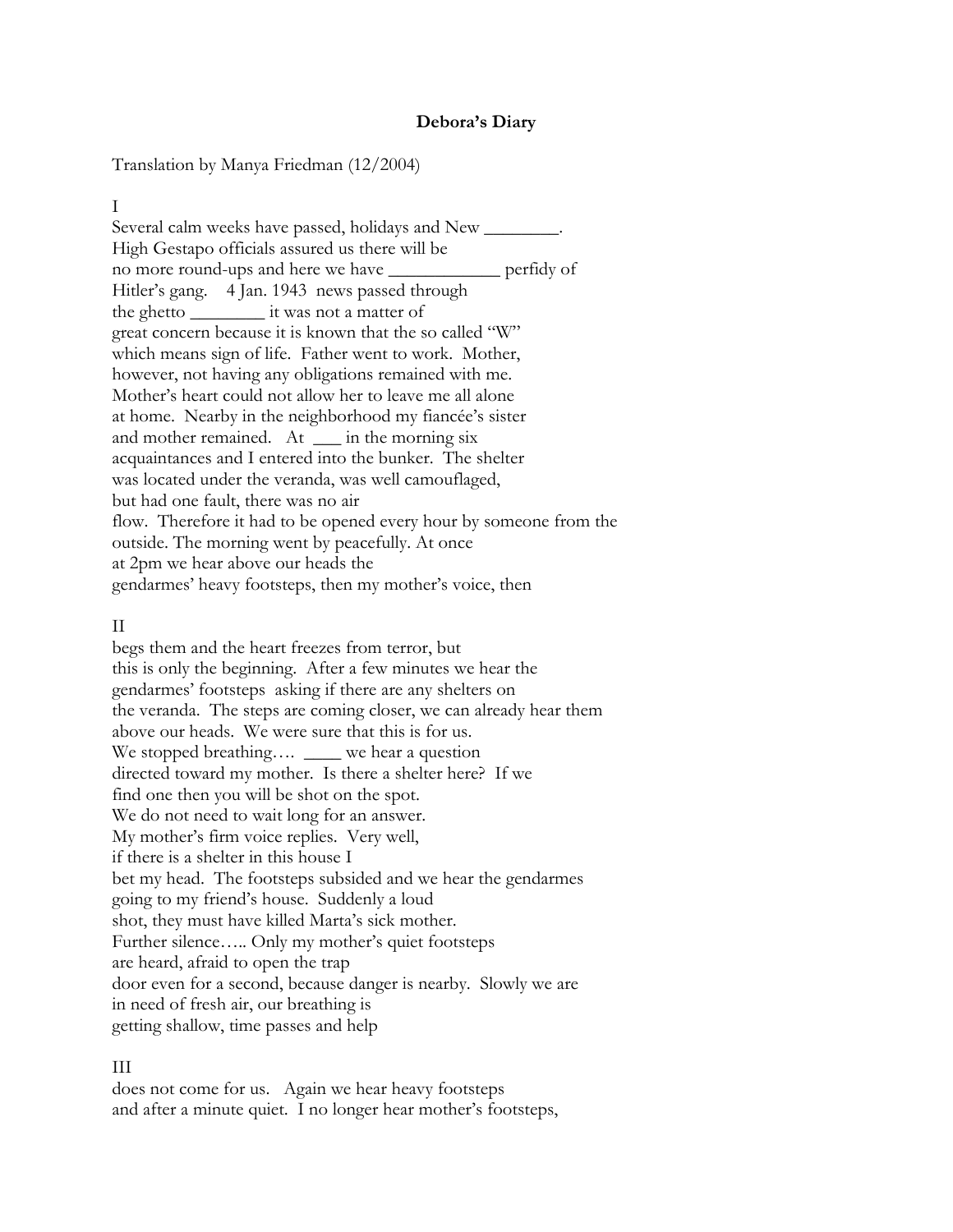**Debora's Diary**

Translation by Manya Friedman (12/2004)

I

Several calm weeks have passed, holidays and New ________.
High Gestapo officials assured us there will be
no more round-ups and here we have ____________ perfidy of
Hitler's gang. 4 Jan. 1943 news passed through
the ghetto ________ it was not a matter of
great concern because it is known that the so called "W"
which means sign of life. Father went to work. Mother,
however, not having any obligations remained with me.
Mother's heart could not allow her to leave me all alone
at home. Nearby in the neighborhood my fiancée's sister
and mother remained. At ___ in the morning six
acquaintances and I entered into the bunker. The shelter
was located under the veranda, was well camouflaged,
but had one fault, there was no air
flow. Therefore it had to be opened every hour by someone from the
outside. The morning went by peacefully. At once
at 2pm we hear above our heads the
gendarmes' heavy footsteps, then my mother's voice, then

II

begs them and the heart freezes from terror, but
this is only the beginning. After a few minutes we hear the
gendarmes' footsteps asking if there are any shelters on
the veranda. The steps are coming closer, we can already hear them
above our heads. We were sure that this is for us.
We stopped breathing…. ____ we hear a question
directed toward my mother. Is there a shelter here? If we
find one then you will be shot on the spot.
We do not need to wait long for an answer.
My mother's firm voice replies. Very well,
if there is a shelter in this house I
bet my head. The footsteps subsided and we hear the gendarmes
going to my friend's house. Suddenly a loud
shot, they must have killed Marta's sick mother.
Further silence….. Only my mother's quiet footsteps
are heard, afraid to open the trap
door even for a second, because danger is nearby. Slowly we are
in need of fresh air, our breathing is
getting shallow, time passes and help

III

does not come for us. Again we hear heavy footsteps
and after a minute quiet. I no longer hear mother's footsteps,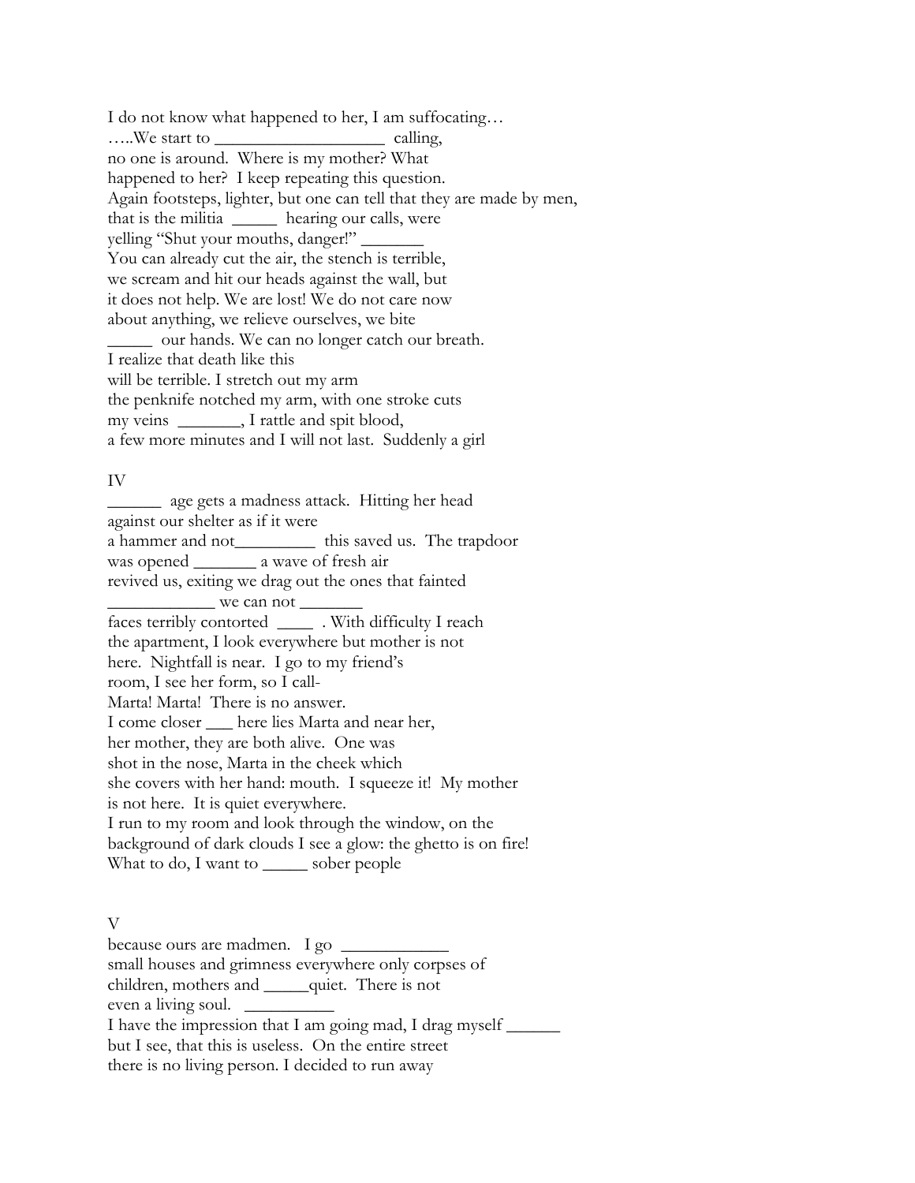I do not know what happened to her, I am suffocating…
…..We start to ___________________ calling,
no one is around. Where is my mother? What
happened to her? I keep repeating this question.
Again footsteps, lighter, but one can tell that they are made by men,
that is the militia _____ hearing our calls, were
yelling "Shut your mouths, danger!" _______
You can already cut the air, the stench is terrible,
we scream and hit our heads against the wall, but
it does not help. We are lost! We do not care now
about anything, we relieve ourselves, we bite
_____ our hands. We can no longer catch our breath.
I realize that death like this
will be terrible. I stretch out my arm
the penknife notched my arm, with one stroke cuts
my veins _______, I rattle and spit blood,
a few more minutes and I will not last. Suddenly a girl

IV

______ age gets a madness attack. Hitting her head
against our shelter as if it were
a hammer and not_________ this saved us. The trapdoor
was opened _______ a wave of fresh air
revived us, exiting we drag out the ones that fainted
____________ we can not _______
faces terribly contorted ____ . With difficulty I reach
the apartment, I look everywhere but mother is not
here. Nightfall is near. I go to my friend's
room, I see her form, so I call-
Marta! Marta! There is no answer.
I come closer ___ here lies Marta and near her,
her mother, they are both alive. One was
shot in the nose, Marta in the cheek which
she covers with her hand: mouth. I squeeze it! My mother
is not here. It is quiet everywhere.
I run to my room and look through the window, on the
background of dark clouds I see a glow: the ghetto is on fire!
What to do, I want to _____ sober people

V

because ours are madmen. I go ____________
small houses and grimness everywhere only corpses of
children, mothers and _____quiet. There is not
even a living soul. __________
I have the impression that I am going mad, I drag myself ______
but I see, that this is useless. On the entire street
there is no living person. I decided to run away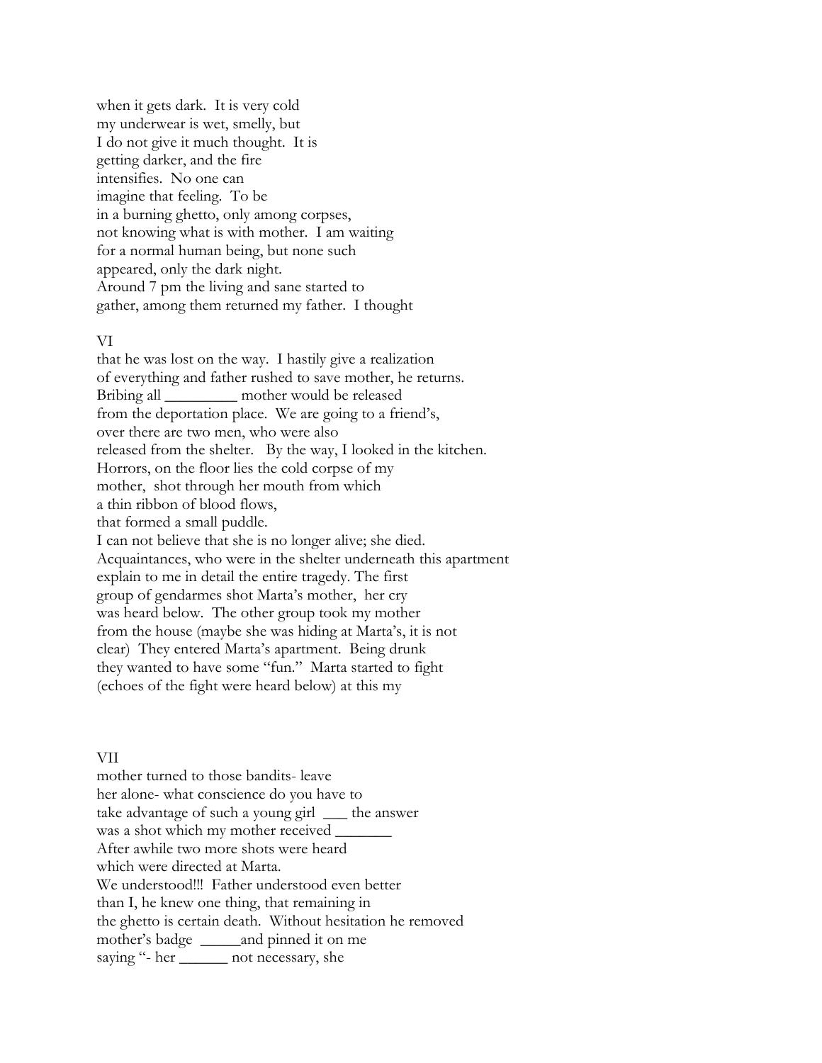when it gets dark. It is very cold
my underwear is wet, smelly, but
I do not give it much thought. It is
getting darker, and the fire
intensifies. No one can
imagine that feeling. To be
in a burning ghetto, only among corpses,
not knowing what is with mother. I am waiting
for a normal human being, but none such
appeared, only the dark night.
Around 7 pm the living and sane started to
gather, among them returned my father. I thought

VI

that he was lost on the way. I hastily give a realization
of everything and father rushed to save mother, he returns.
Bribing all _________ mother would be released
from the deportation place. We are going to a friend's,
over there are two men, who were also
released from the shelter. By the way, I looked in the kitchen.
Horrors, on the floor lies the cold corpse of my
mother, shot through her mouth from which
a thin ribbon of blood flows,
that formed a small puddle.
I can not believe that she is no longer alive; she died.
Acquaintances, who were in the shelter underneath this apartment
explain to me in detail the entire tragedy. The first
group of gendarmes shot Marta's mother, her cry
was heard below. The other group took my mother
from the house (maybe she was hiding at Marta's, it is not
clear) They entered Marta's apartment. Being drunk
they wanted to have some "fun." Marta started to fight
(echoes of the fight were heard below) at this my

VII

mother turned to those bandits- leave
her alone- what conscience do you have to
take advantage of such a young girl ___ the answer
was a shot which my mother received _______
After awhile two more shots were heard
which were directed at Marta.
We understood!!! Father understood even better
than I, he knew one thing, that remaining in
the ghetto is certain death. Without hesitation he removed
mother's badge _____and pinned it on me
saying "- her ______ not necessary, she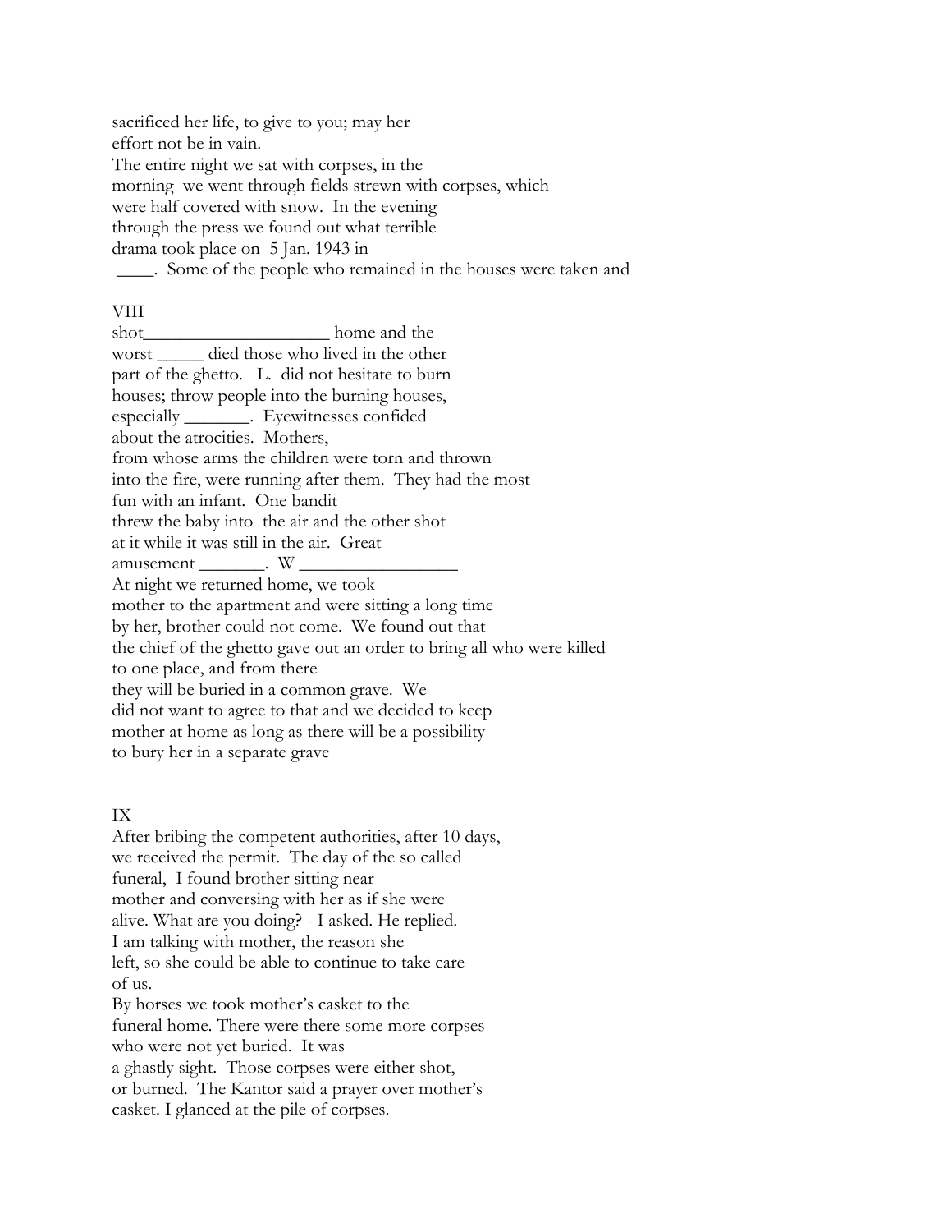sacrificed her life, to give to you; may her
effort not be in vain.
The entire night we sat with corpses, in the
morning we went through fields strewn with corpses, which
were half covered with snow. In the evening
through the press we found out what terrible
drama took place on 5 Jan. 1943 in
____. Some of the people who remained in the houses were taken and

VIII

shot____________________ home and the
worst _____ died those who lived in the other
part of the ghetto. L. did not hesitate to burn
houses; throw people into the burning houses,
especially _______. Eyewitnesses confided
about the atrocities. Mothers,
from whose arms the children were torn and thrown
into the fire, were running after them. They had the most
fun with an infant. One bandit
threw the baby into the air and the other shot
at it while it was still in the air. Great
amusement _______. W _________________
At night we returned home, we took
mother to the apartment and were sitting a long time
by her, brother could not come. We found out that
the chief of the ghetto gave out an order to bring all who were killed
to one place, and from there
they will be buried in a common grave. We
did not want to agree to that and we decided to keep
mother at home as long as there will be a possibility
to bury her in a separate grave

IX

After bribing the competent authorities, after 10 days,
we received the permit. The day of the so called
funeral, I found brother sitting near
mother and conversing with her as if she were
alive. What are you doing? - I asked. He replied.
I am talking with mother, the reason she
left, so she could be able to continue to take care
of us.
By horses we took mother's casket to the
funeral home. There were there some more corpses
who were not yet buried. It was
a ghastly sight. Those corpses were either shot,
or burned. The Kantor said a prayer over mother's
casket. I glanced at the pile of corpses.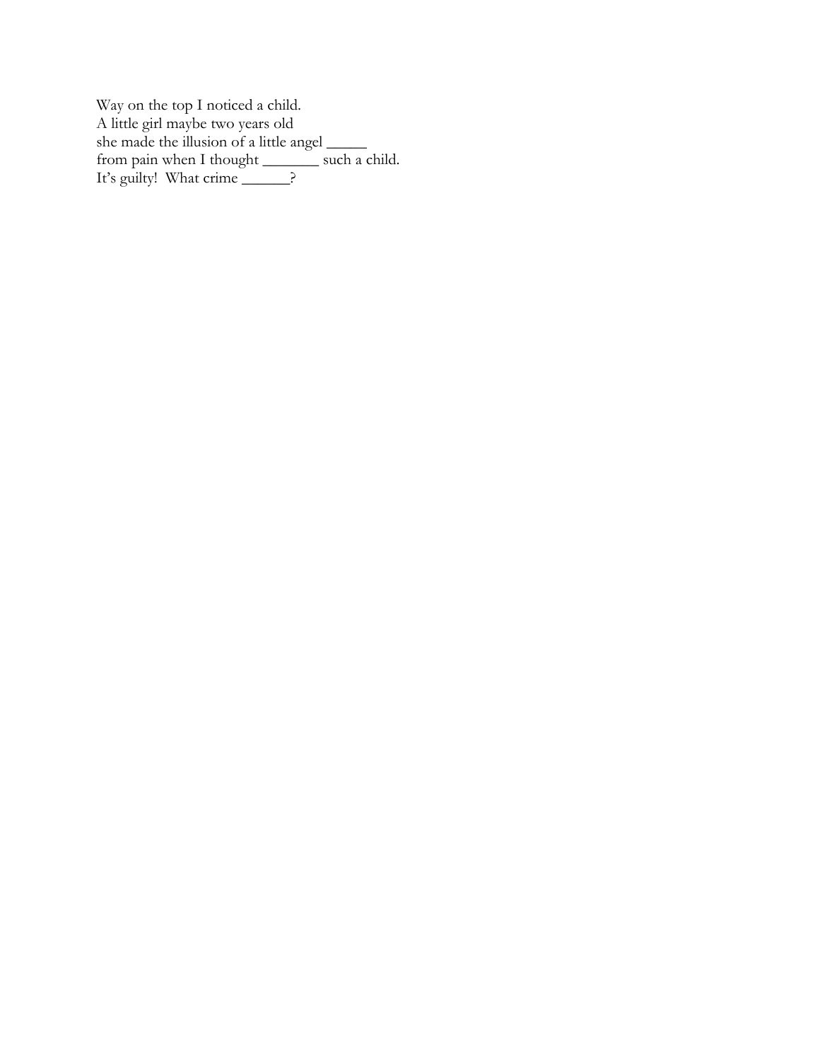Way on the top I noticed a child.
A little girl maybe two years old
she made the illusion of a little angel _____
from pain when I thought _______ such a child.
It's guilty! What crime ______?